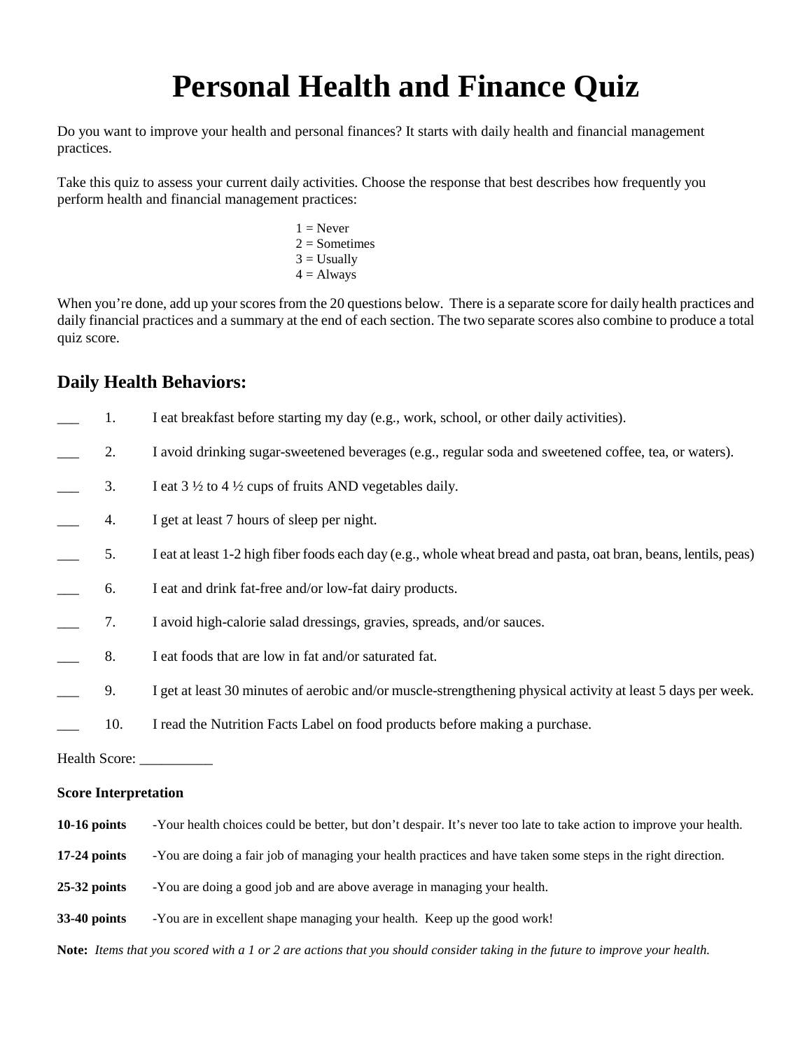# Personal Health and Finance Quiz

Do you want to improve your health and personal finances? It starts with daily health and financial management practices.

Take this quiz to assess your current daily activities. Choose the response that best describes how frequently you perform health and financial management practices:

1 = Never
2 = Sometimes
3 = Usually
4 = Always

When you're done, add up your scores from the 20 questions below. There is a separate score for daily health practices and daily financial practices and a summary at the end of each section. The two separate scores also combine to produce a total quiz score.

## Daily Health Behaviors:

___ 1. I eat breakfast before starting my day (e.g., work, school, or other daily activities).

___ 2. I avoid drinking sugar-sweetened beverages (e.g., regular soda and sweetened coffee, tea, or waters).

___ 3. I eat 3 ½ to 4 ½ cups of fruits AND vegetables daily.

___ 4. I get at least 7 hours of sleep per night.

___ 5. I eat at least 1-2 high fiber foods each day (e.g., whole wheat bread and pasta, oat bran, beans, lentils, peas)

___ 6. I eat and drink fat-free and/or low-fat dairy products.

___ 7. I avoid high-calorie salad dressings, gravies, spreads, and/or sauces.

___ 8. I eat foods that are low in fat and/or saturated fat.

___ 9. I get at least 30 minutes of aerobic and/or muscle-strengthening physical activity at least 5 days per week.

___ 10. I read the Nutrition Facts Label on food products before making a purchase.

Health Score: __________

**Score Interpretation**

**10-16 points** -Your health choices could be better, but don't despair. It's never too late to take action to improve your health.

**17-24 points** -You are doing a fair job of managing your health practices and have taken some steps in the right direction.

**25-32 points** -You are doing a good job and are above average in managing your health.

**33-40 points** -You are in excellent shape managing your health. Keep up the good work!

**Note:** *Items that you scored with a 1 or 2 are actions that you should consider taking in the future to improve your health.*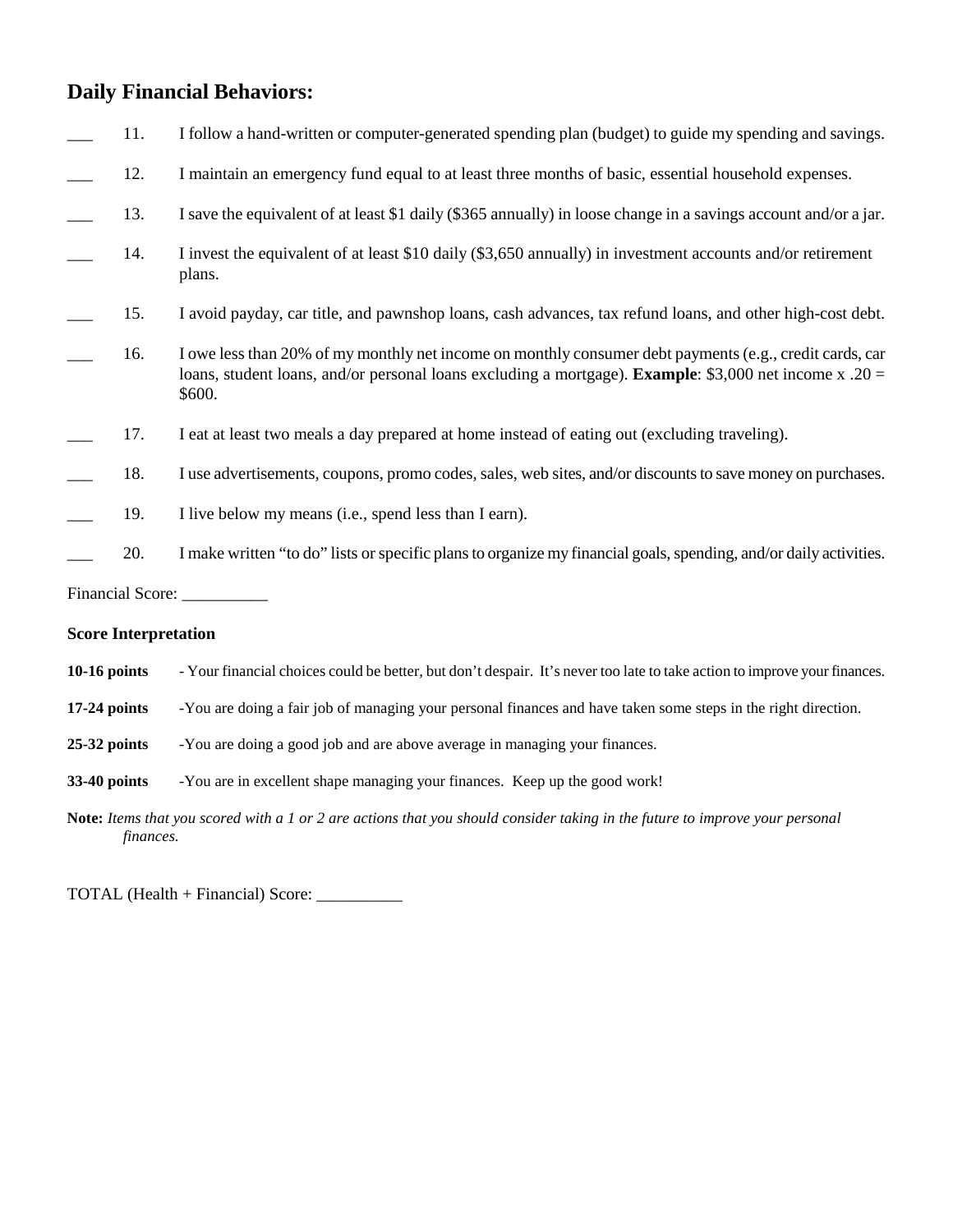## Daily Financial Behaviors:

\_\_\_ 11. I follow a hand-written or computer-generated spending plan (budget) to guide my spending and savings.

\_\_\_ 12. I maintain an emergency fund equal to at least three months of basic, essential household expenses.

\_\_\_ 13. I save the equivalent of at least $1 daily ($365 annually) in loose change in a savings account and/or a jar.

\_\_\_ 14. I invest the equivalent of at least $10 daily ($3,650 annually) in investment accounts and/or retirement plans.

\_\_\_ 15. I avoid payday, car title, and pawnshop loans, cash advances, tax refund loans, and other high-cost debt.

\_\_\_ 16. I owe less than 20% of my monthly net income on monthly consumer debt payments (e.g., credit cards, car loans, student loans, and/or personal loans excluding a mortgage). **Example**: $3,000 net income x .20 = $600.

\_\_\_ 17. I eat at least two meals a day prepared at home instead of eating out (excluding traveling).

\_\_\_ 18. I use advertisements, coupons, promo codes, sales, web sites, and/or discounts to save money on purchases.

\_\_\_ 19. I live below my means (i.e., spend less than I earn).

\_\_\_ 20. I make written "to do" lists or specific plans to organize my financial goals, spending, and/or daily activities.

Financial Score: \_\_\_\_\_\_\_\_\_\_

**Score Interpretation**

**10-16 points** - Your financial choices could be better, but don't despair. It's never too late to take action to improve your finances.

**17-24 points** -You are doing a fair job of managing your personal finances and have taken some steps in the right direction.

**25-32 points** -You are doing a good job and are above average in managing your finances.

**33-40 points** -You are in excellent shape managing your finances. Keep up the good work!

**Note:** *Items that you scored with a 1 or 2 are actions that you should consider taking in the future to improve your personal finances.*

TOTAL (Health + Financial) Score: \_\_\_\_\_\_\_\_\_\_